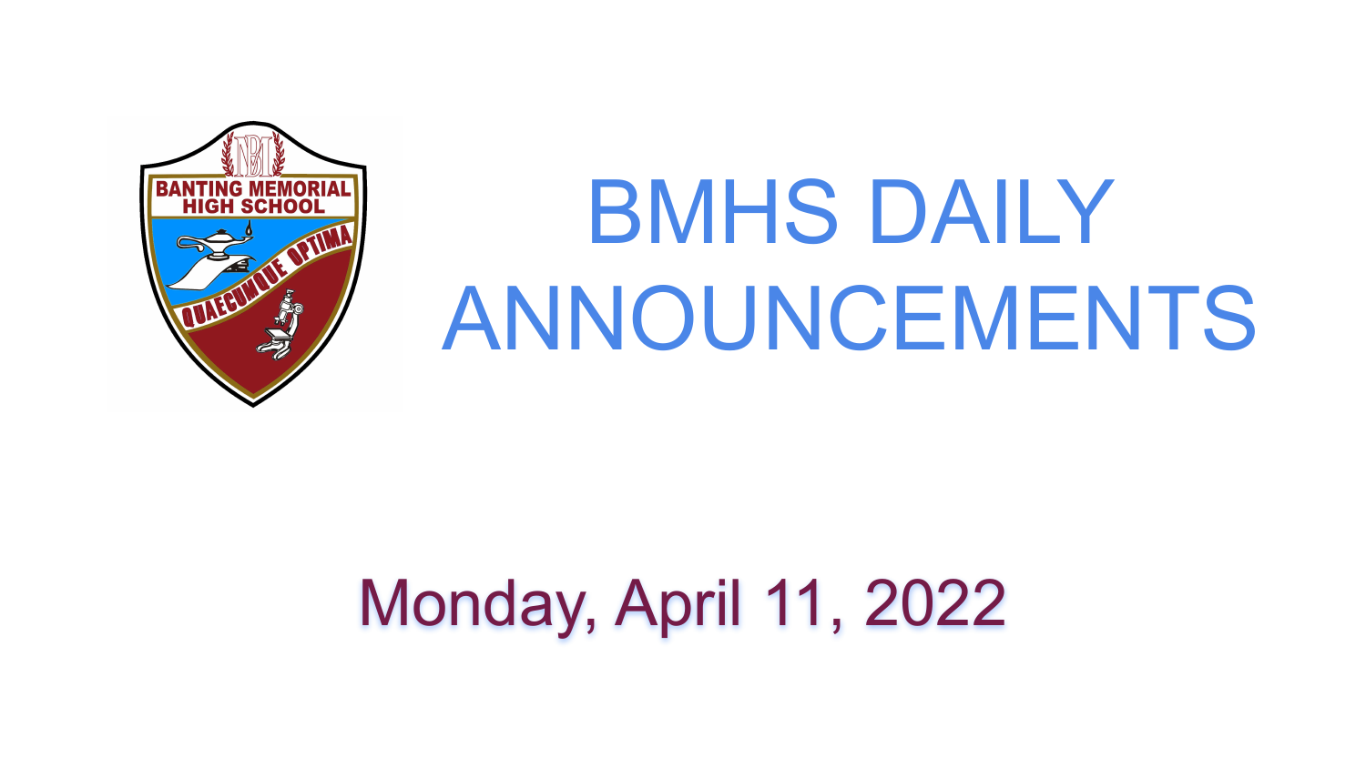# BMHS DAILY ANNOUNCEMENTS

Monday, April 11, 2022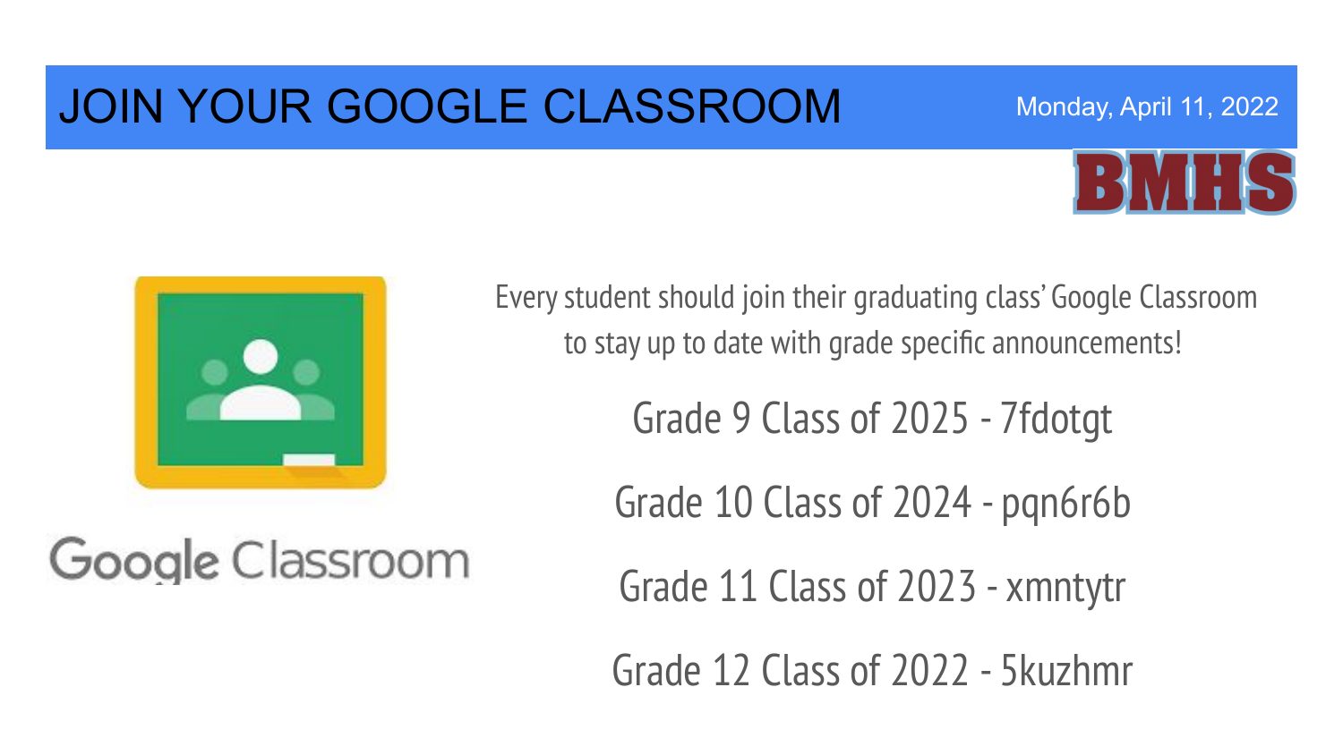# JOIN YOUR GOOGLE CLASSROOM

Monday, April 11, 2022

BMHS

Google Classroom

Every student should join their graduating class' Google Classroom to stay up to date with grade specific announcements!

Grade 9 Class of 2025 - 7fdotgt

Grade 10 Class of 2024 - pqn6r6b

Grade 11 Class of 2023 - xmntytr

Grade 12 Class of 2022 - 5kuzhmr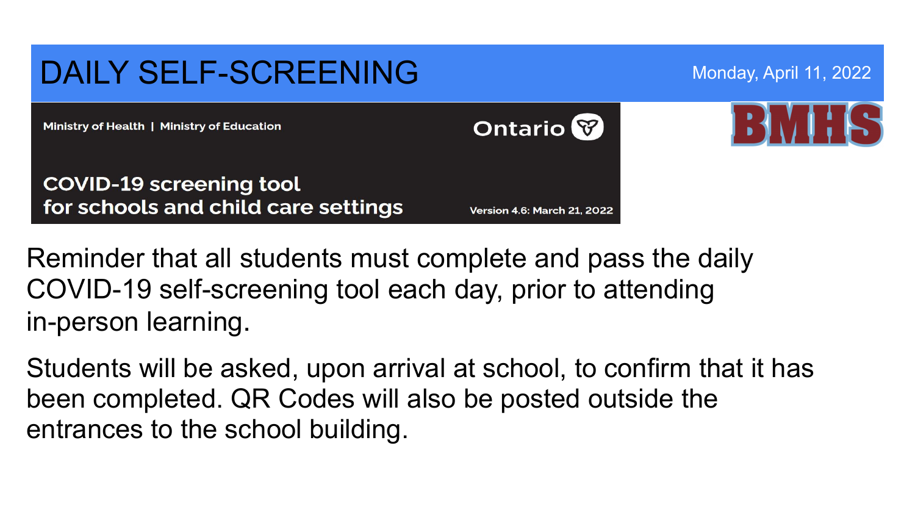# DAILY SELF-SCREENING

Monday, April 11, 2022

Ministry of Health | Ministry of Education

Ontario

**COVID-19 screening tool for schools and child care settings**

Version 4.6: March 21, 2022

BMHS

Reminder that all students must complete and pass the daily COVID-19 self-screening tool each day, prior to attending in-person learning.

Students will be asked, upon arrival at school, to confirm that it has been completed. QR Codes will also be posted outside the entrances to the school building.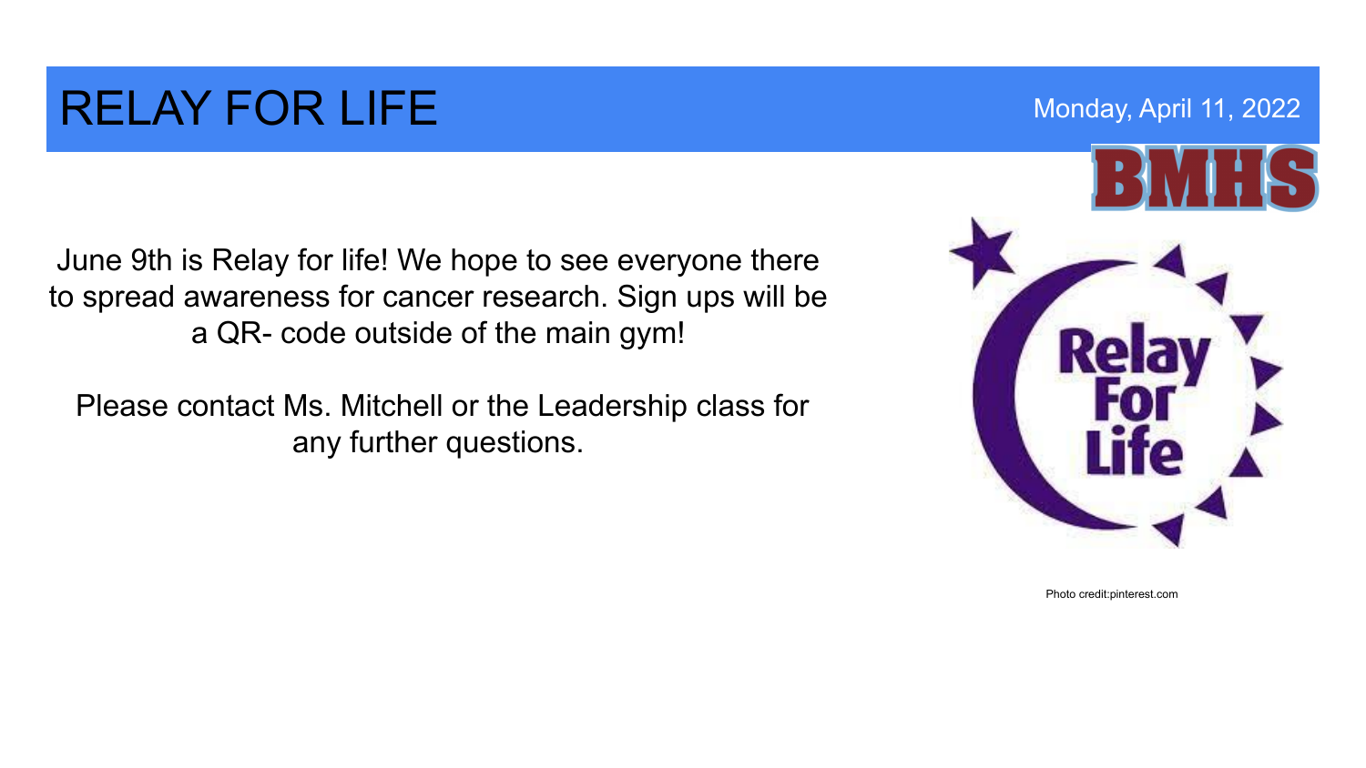# RELAY FOR LIFE

Monday, April 11, 2022

June 9th is Relay for life! We hope to see everyone there to spread awareness for cancer research. Sign ups will be a QR- code outside of the main gym!

Please contact Ms. Mitchell or the Leadership class for any further questions.

Photo credit:pinterest.com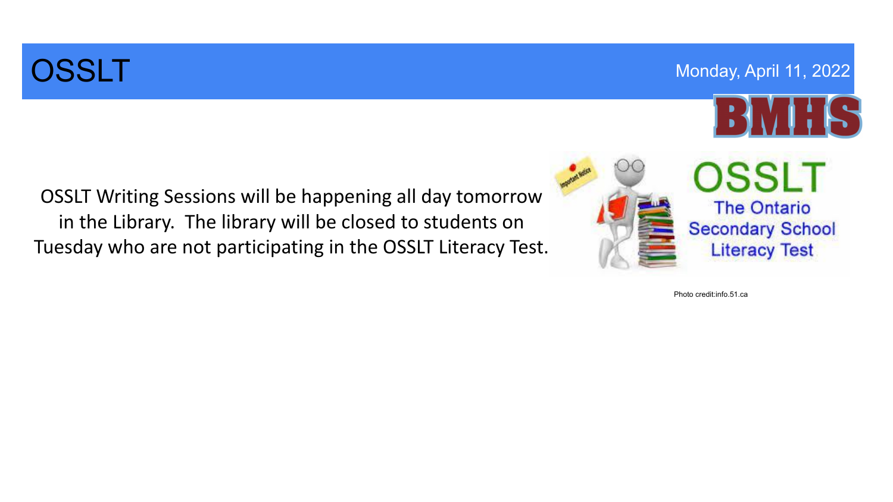# OSSLT

Monday, April 11, 2022

OSSLT Writing Sessions will be happening all day tomorrow in the Library. The library will be closed to students on Tuesday who are not participating in the OSSLT Literacy Test.

Photo credit:info.51.ca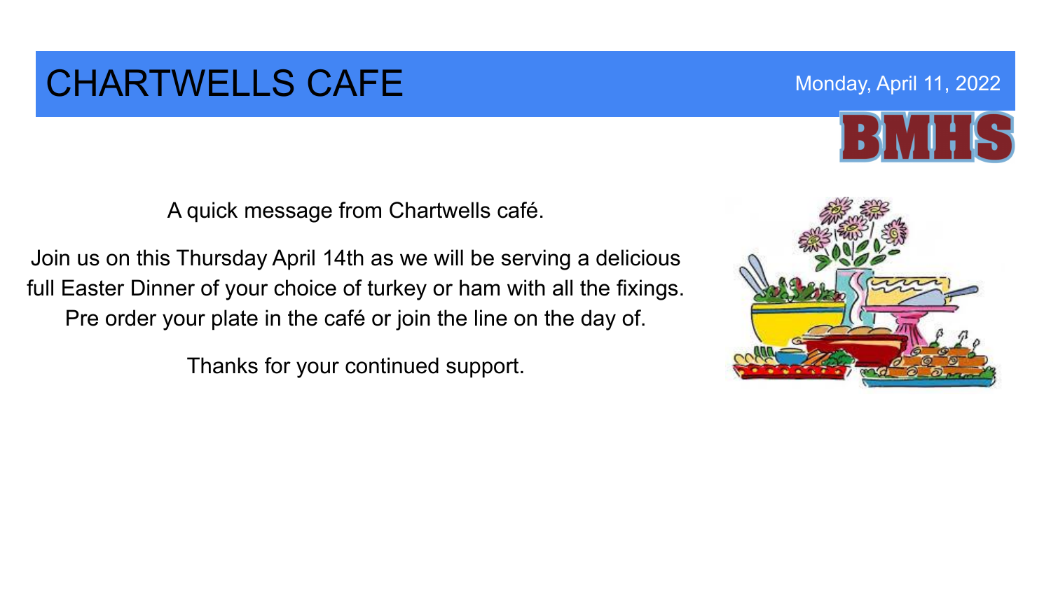# CHARTWELLS CAFE

Monday, April 11, 2022

BMHS

A quick message from Chartwells café.

Join us on this Thursday April 14th as we will be serving a delicious full Easter Dinner of your choice of turkey or ham with all the fixings. Pre order your plate in the café or join the line on the day of.

Thanks for your continued support.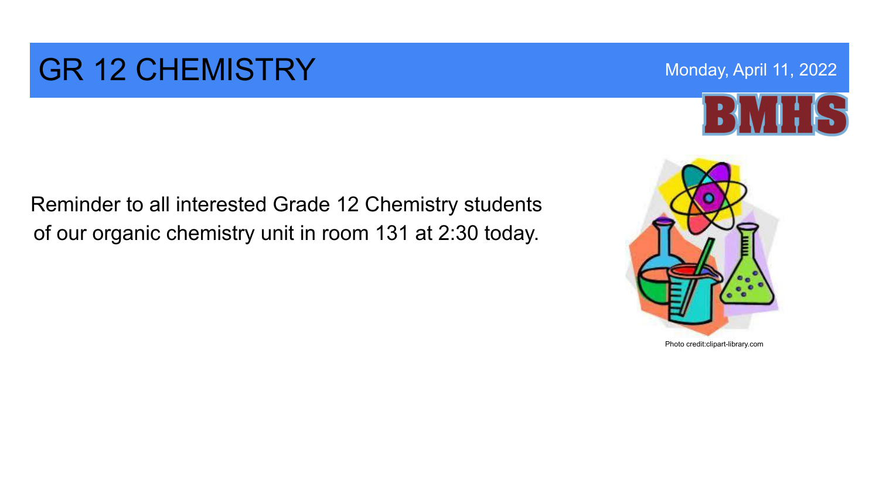# GR 12 CHEMISTRY

Monday, April 11, 2022

BMHS

Reminder to all interested Grade 12 Chemistry students of our organic chemistry unit in room 131 at 2:30 today.

Photo credit:clipart-library.com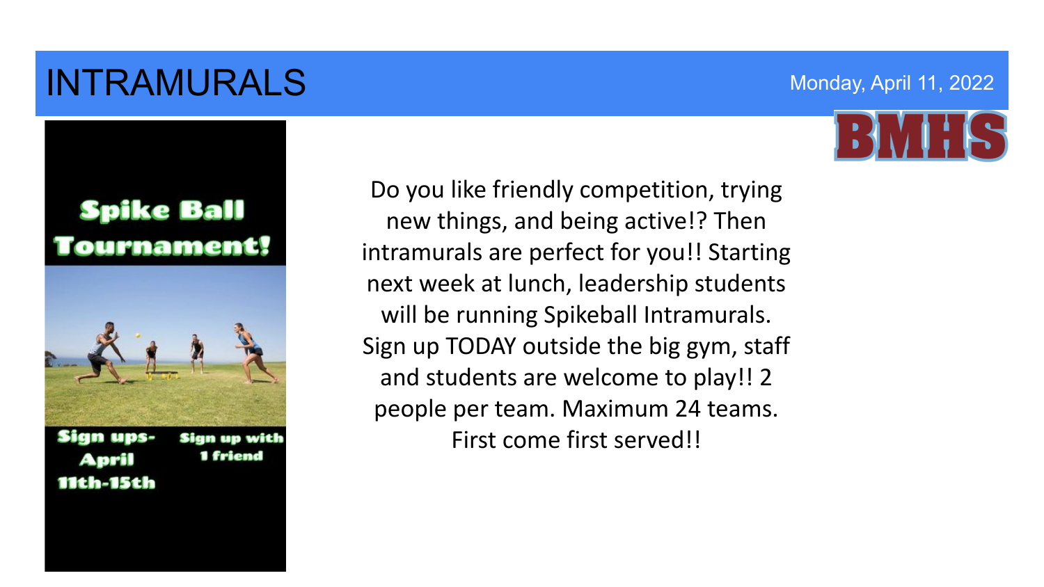# INTRAMURALS

Monday, April 11, 2022

BMHS

**Spike Ball Tournament!**

**Sign ups- April 11th-15th**

**Sign up with 1 friend**

Do you like friendly competition, trying new things, and being active!? Then intramurals are perfect for you!! Starting next week at lunch, leadership students will be running Spikeball Intramurals. Sign up TODAY outside the big gym, staff and students are welcome to play!! 2 people per team. Maximum 24 teams. First come first served!!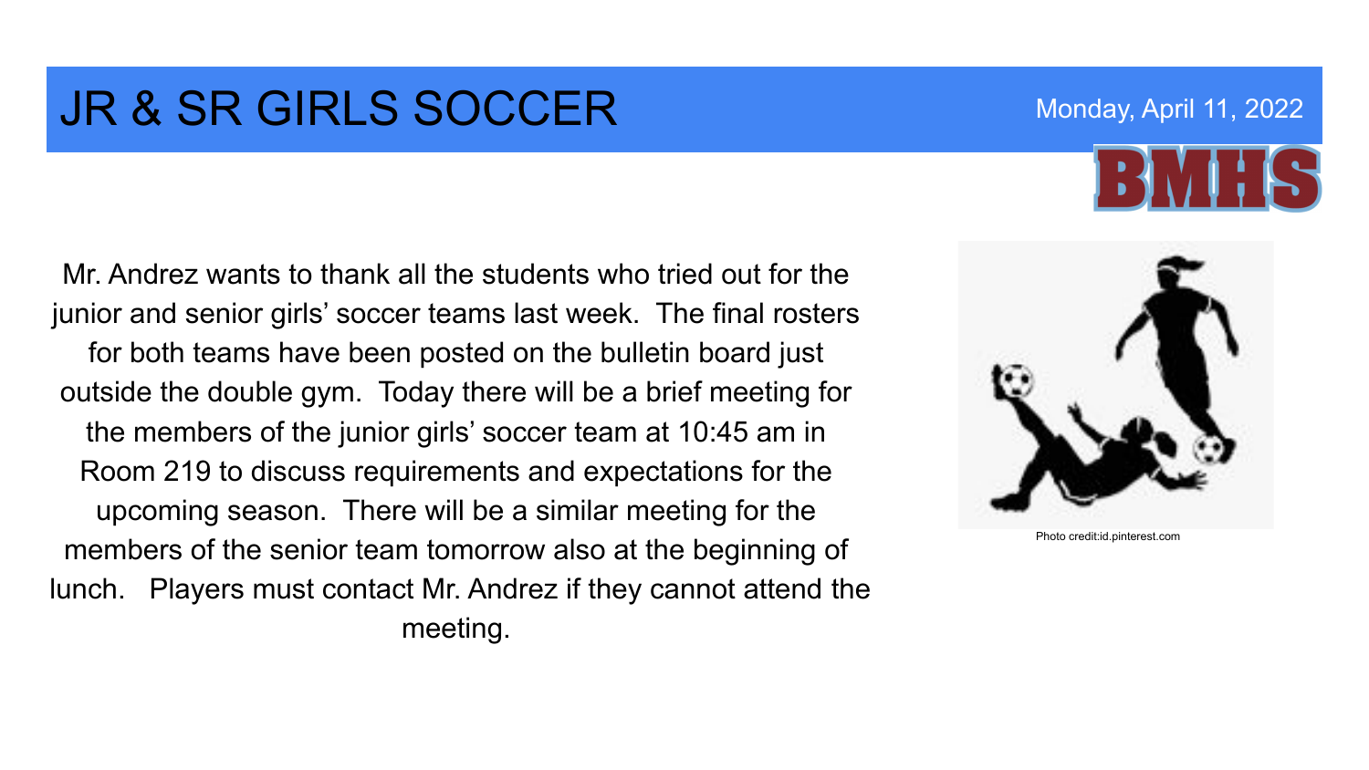# JR & SR GIRLS SOCCER

Monday, April 11, 2022

BMHS

Mr. Andrez wants to thank all the students who tried out for the junior and senior girls' soccer teams last week. The final rosters for both teams have been posted on the bulletin board just outside the double gym. Today there will be a brief meeting for the members of the junior girls' soccer team at 10:45 am in Room 219 to discuss requirements and expectations for the upcoming season. There will be a similar meeting for the members of the senior team tomorrow also at the beginning of lunch. Players must contact Mr. Andrez if they cannot attend the meeting.

Photo credit:id.pinterest.com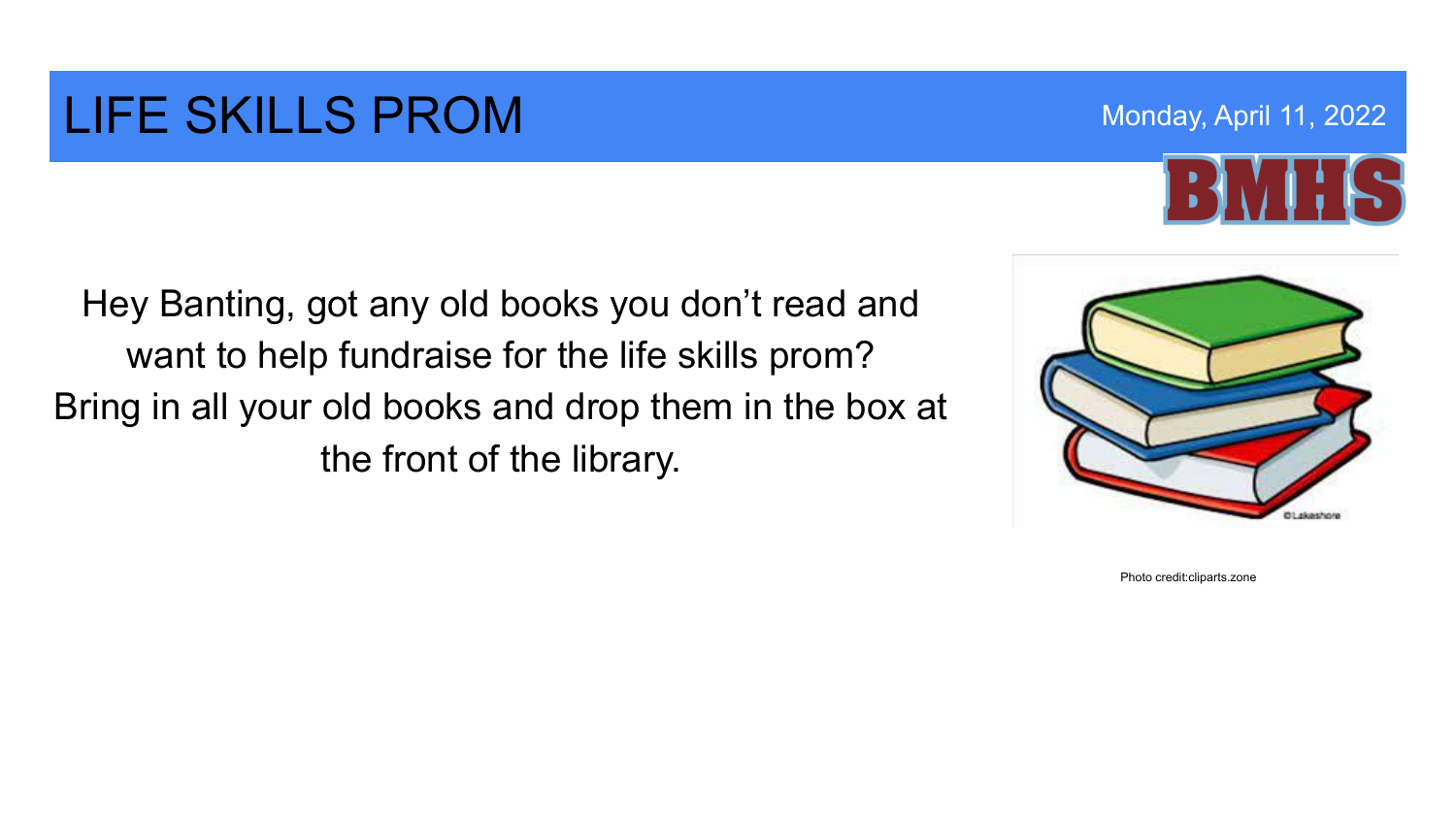# LIFE SKILLS PROM

Monday, April 11, 2022

BMHS

Hey Banting, got any old books you don't read and want to help fundraise for the life skills prom? Bring in all your old books and drop them in the box at the front of the library.

Photo credit:cliparts.zone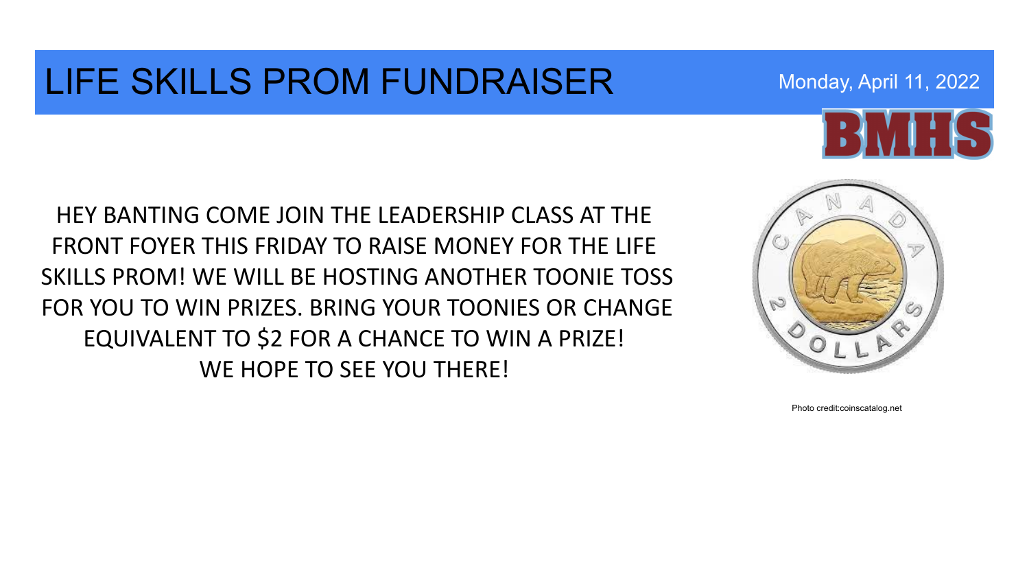# LIFE SKILLS PROM FUNDRAISER

Monday, April 11, 2022

HEY BANTING COME JOIN THE LEADERSHIP CLASS AT THE FRONT FOYER THIS FRIDAY TO RAISE MONEY FOR THE LIFE SKILLS PROM! WE WILL BE HOSTING ANOTHER TOONIE TOSS FOR YOU TO WIN PRIZES. BRING YOUR TOONIES OR CHANGE EQUIVALENT TO $2 FOR A CHANCE TO WIN A PRIZE!
WE HOPE TO SEE YOU THERE!

Photo credit:coinscatalog.net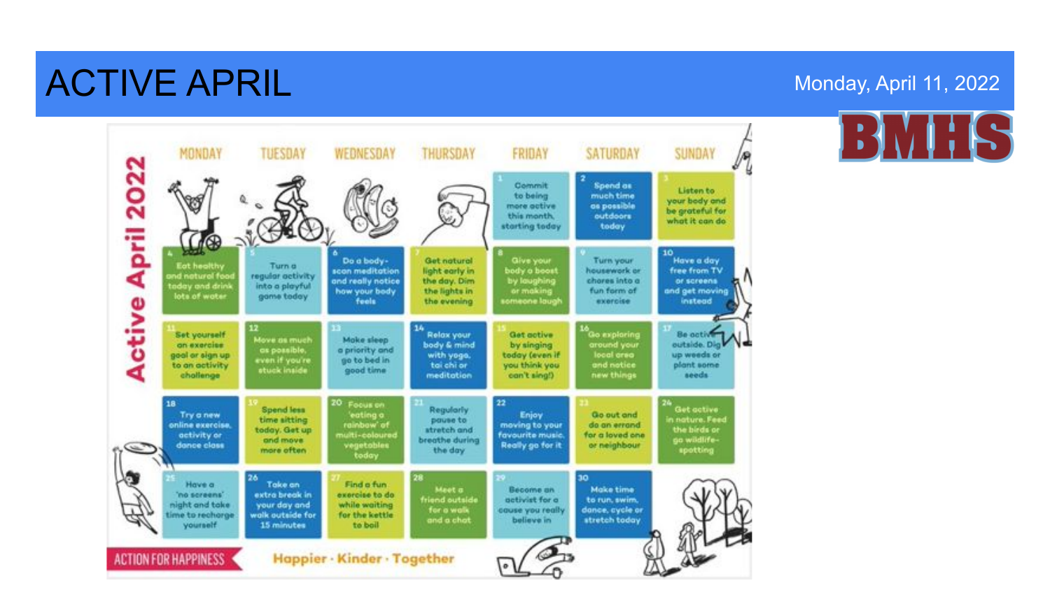# ACTIVE APRIL

Monday, April 11, 2022

BMHS

## Active April 2022

| MONDAY | TUESDAY | WEDNESDAY | THURSDAY | FRIDAY | SATURDAY | SUNDAY |
|---|---|---|---|---|---|---|
| | | | | 1 Commit to being more active this month, starting today | 2 Spend as much time as possible outdoors today | 3 Listen to your body and be grateful for what it can do |
| 4 Eat healthy and natural food today and drink lots of water | 5 Turn a regular activity into a playful game today | 6 Do a body-scan meditation and really notice how your body feels | 7 Get natural light early in the day. Dim the lights in the evening | 8 Give your body a boost by laughing or making someone laugh | 9 Turn your housework or chores into a fun form of exercise | 10 Have a day free from TV or screens and get moving instead |
| 11 Set yourself an exercise goal or sign up to an activity challenge | 12 Move as much as possible, even if you're stuck inside | 13 Make sleep a priority and go to bed in good time | 14 Relax your body & mind with yoga, tai chi or meditation | 15 Get active by singing today (even if you think you can't sing!) | 16 Go exploring around your local area and notice new things | 17 Be active outside. Dig up weeds or plant some seeds |
| 18 Try a new online exercise, activity or dance class | 19 Spend less time sitting today. Get up and move more often | 20 Focus on 'eating a rainbow' of multi-coloured vegetables today | 21 Regularly pause to stretch and breathe during the day | 22 Enjoy moving to your favourite music. Really go for it | 23 Go out and do an errand for a loved one or neighbour | 24 Get active in nature. Feed the birds or go wildlife-spotting |
| 25 Have a 'no screens' night and take time to recharge yourself | 26 Take an extra break in your day and walk outside for 15 minutes | 27 Find a fun exercise to do while waiting for the kettle to boil | 28 Meet a friend outside for a walk and a chat | 29 Become an activist for a cause you really believe in | 30 Make time to run, swim, dance, cycle or stretch today | |

ACTION FOR HAPPINESS

Happier · Kinder · Together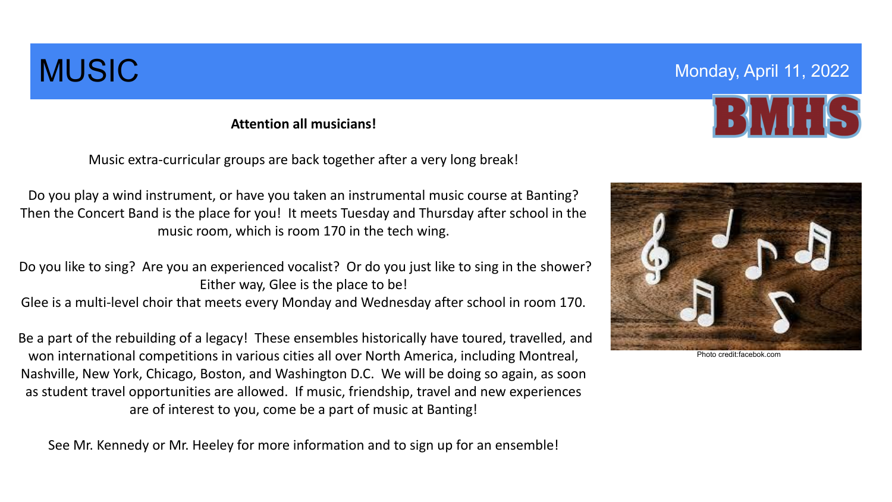# MUSIC

Monday, April 11, 2022

BMHS

**Attention all musicians!**

Music extra-curricular groups are back together after a very long break!

Do you play a wind instrument, or have you taken an instrumental music course at Banting? Then the Concert Band is the place for you! It meets Tuesday and Thursday after school in the music room, which is room 170 in the tech wing.

Do you like to sing? Are you an experienced vocalist? Or do you just like to sing in the shower? Either way, Glee is the place to be!
Glee is a multi-level choir that meets every Monday and Wednesday after school in room 170.

Be a part of the rebuilding of a legacy! These ensembles historically have toured, travelled, and won international competitions in various cities all over North America, including Montreal, Nashville, New York, Chicago, Boston, and Washington D.C. We will be doing so again, as soon as student travel opportunities are allowed. If music, friendship, travel and new experiences are of interest to you, come be a part of music at Banting!

See Mr. Kennedy or Mr. Heeley for more information and to sign up for an ensemble!

Photo credit:facebok.com